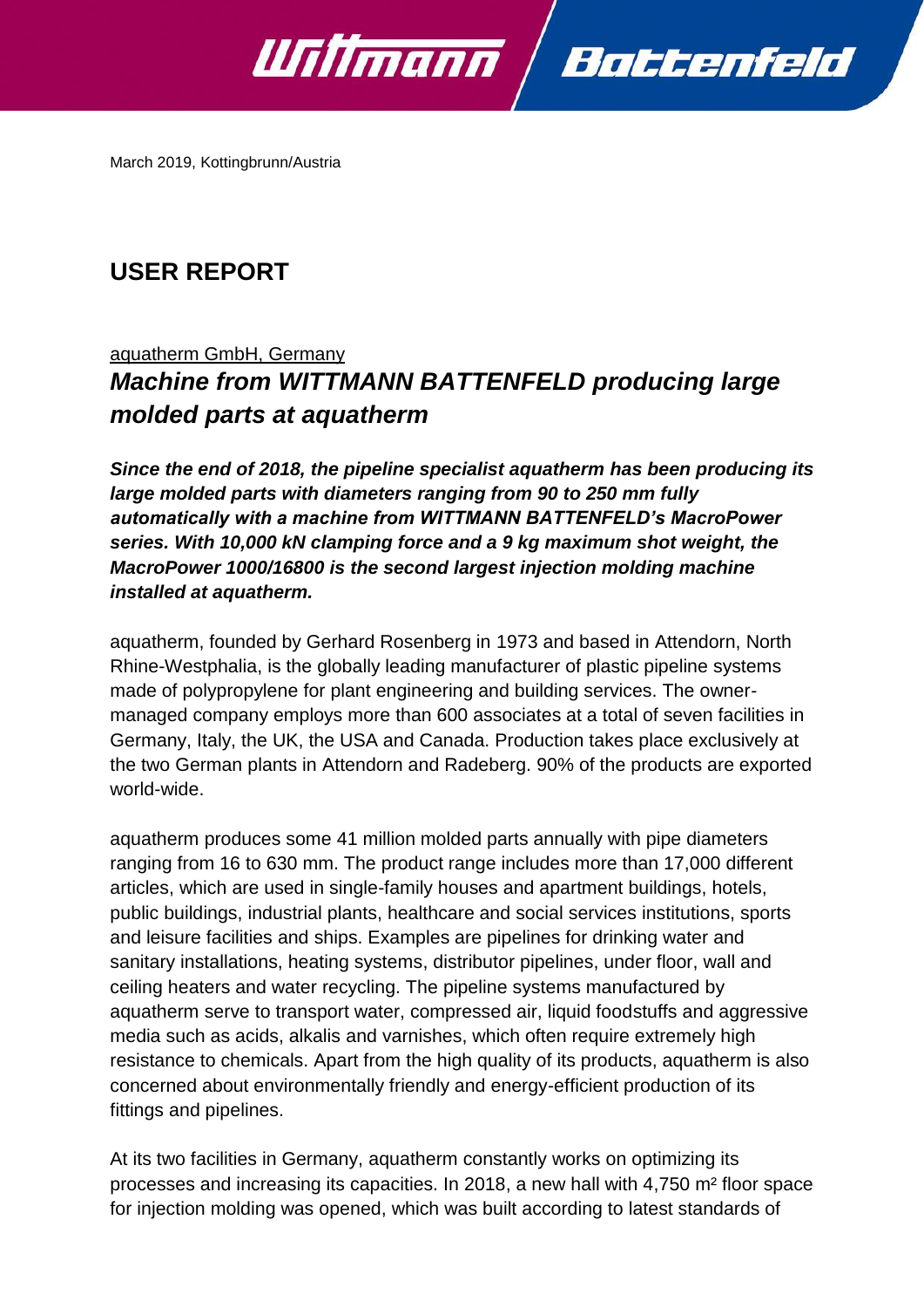March 2019, Kottingbrunn/Austria

# USER REPORT

aquatherm GmbH, Germany

## *Machine from WITTMANN BATTENFELD producing large molded parts at aquatherm*

***Since the end of 2018, the pipeline specialist aquatherm has been producing its large molded parts with diameters ranging from 90 to 250 mm fully automatically with a machine from WITTMANN BATTENFELD's MacroPower series. With 10,000 kN clamping force and a 9 kg maximum shot weight, the MacroPower 1000/16800 is the second largest injection molding machine installed at aquatherm.***

aquatherm, founded by Gerhard Rosenberg in 1973 and based in Attendorn, North Rhine-Westphalia, is the globally leading manufacturer of plastic pipeline systems made of polypropylene for plant engineering and building services. The owner-managed company employs more than 600 associates at a total of seven facilities in Germany, Italy, the UK, the USA and Canada. Production takes place exclusively at the two German plants in Attendorn and Radeberg. 90% of the products are exported world-wide.

aquatherm produces some 41 million molded parts annually with pipe diameters ranging from 16 to 630 mm. The product range includes more than 17,000 different articles, which are used in single-family houses and apartment buildings, hotels, public buildings, industrial plants, healthcare and social services institutions, sports and leisure facilities and ships. Examples are pipelines for drinking water and sanitary installations, heating systems, distributor pipelines, under floor, wall and ceiling heaters and water recycling. The pipeline systems manufactured by aquatherm serve to transport water, compressed air, liquid foodstuffs and aggressive media such as acids, alkalis and varnishes, which often require extremely high resistance to chemicals. Apart from the high quality of its products, aquatherm is also concerned about environmentally friendly and energy-efficient production of its fittings and pipelines.

At its two facilities in Germany, aquatherm constantly works on optimizing its processes and increasing its capacities. In 2018, a new hall with 4,750 m² floor space for injection molding was opened, which was built according to latest standards of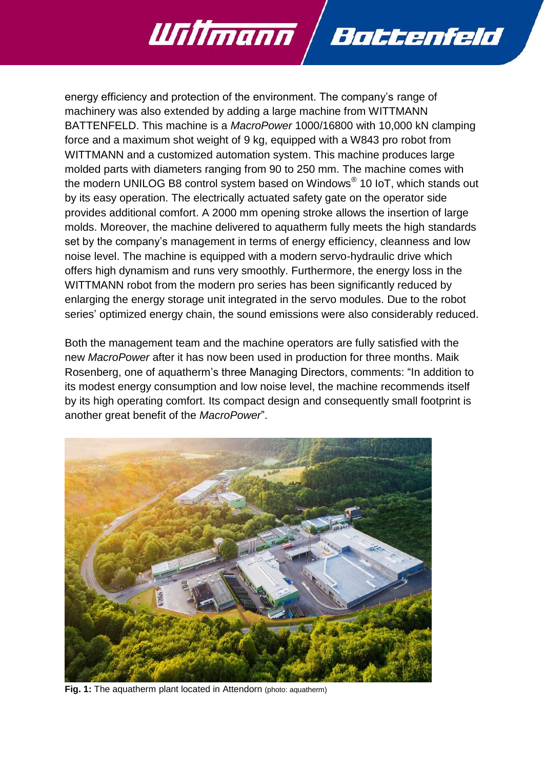energy efficiency and protection of the environment. The company's range of machinery was also extended by adding a large machine from WITTMANN BATTENFELD. This machine is a *MacroPower* 1000/16800 with 10,000 kN clamping force and a maximum shot weight of 9 kg, equipped with a W843 pro robot from WITTMANN and a customized automation system. This machine produces large molded parts with diameters ranging from 90 to 250 mm. The machine comes with the modern UNILOG B8 control system based on Windows® 10 IoT, which stands out by its easy operation. The electrically actuated safety gate on the operator side provides additional comfort. A 2000 mm opening stroke allows the insertion of large molds. Moreover, the machine delivered to aquatherm fully meets the high standards set by the company's management in terms of energy efficiency, cleanness and low noise level. The machine is equipped with a modern servo-hydraulic drive which offers high dynamism and runs very smoothly. Furthermore, the energy loss in the WITTMANN robot from the modern pro series has been significantly reduced by enlarging the energy storage unit integrated in the servo modules. Due to the robot series' optimized energy chain, the sound emissions were also considerably reduced.

Both the management team and the machine operators are fully satisfied with the new *MacroPower* after it has now been used in production for three months. Maik Rosenberg, one of aquatherm's three Managing Directors, comments: "In addition to its modest energy consumption and low noise level, the machine recommends itself by its high operating comfort. Its compact design and consequently small footprint is another great benefit of the *MacroPower*".

**Fig. 1:** The aquatherm plant located in Attendorn (photo: aquatherm)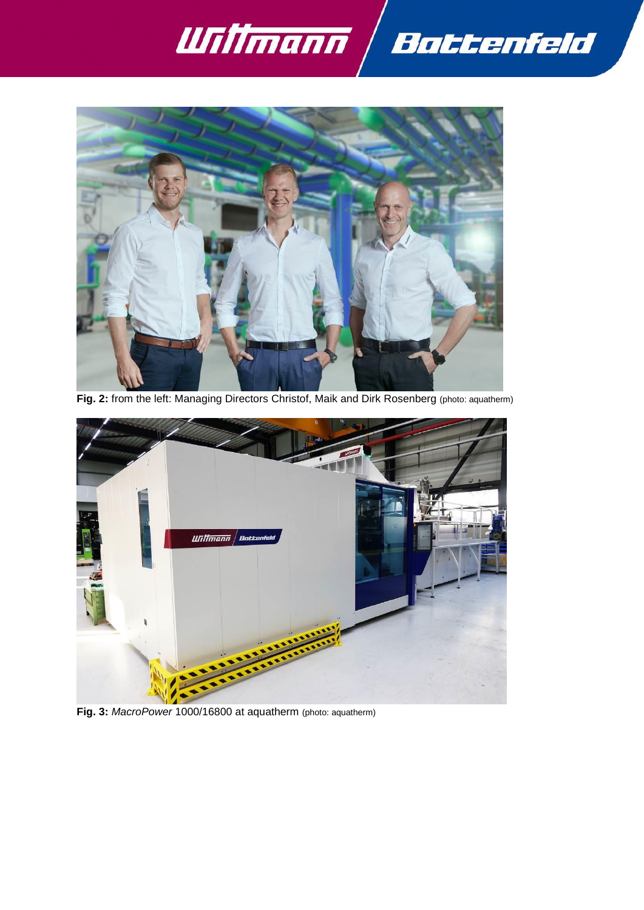**Fig. 2:** from the left: Managing Directors Christof, Maik and Dirk Rosenberg (photo: aquatherm)

**Fig. 3:** *MacroPower* 1000/16800 at aquatherm (photo: aquatherm)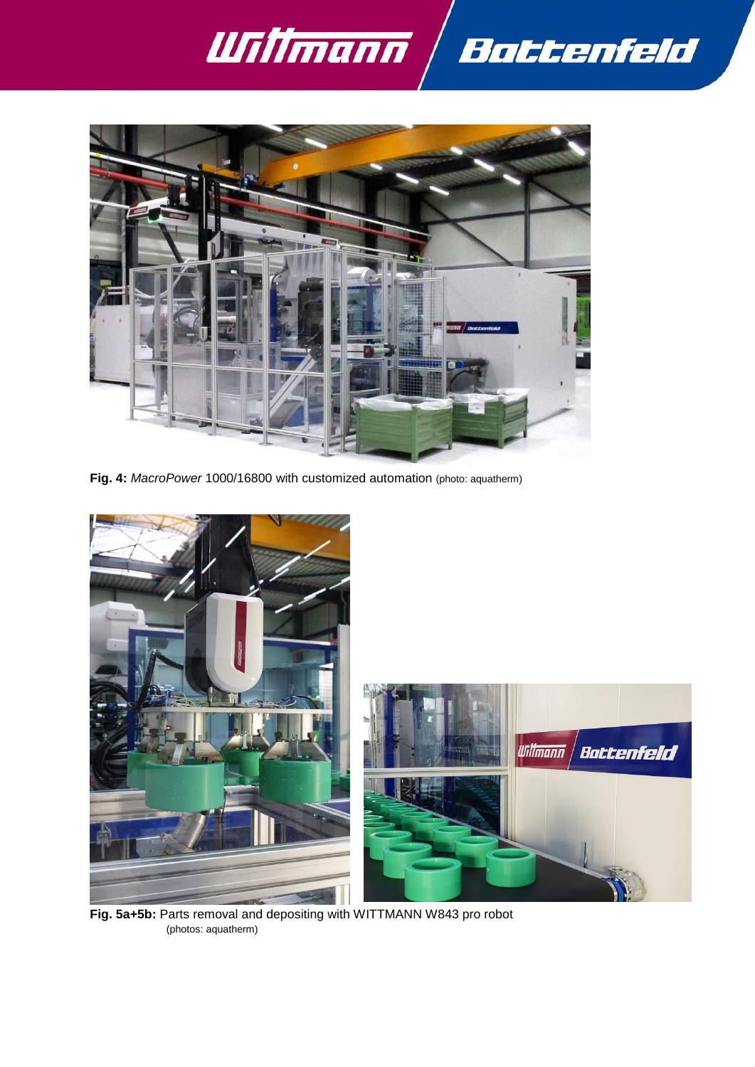**Fig. 4:** *MacroPower* 1000/16800 with customized automation (photo: aquatherm)

**Fig. 5a+5b:** Parts removal and depositing with WITTMANN W843 pro robot
(photos: aquatherm)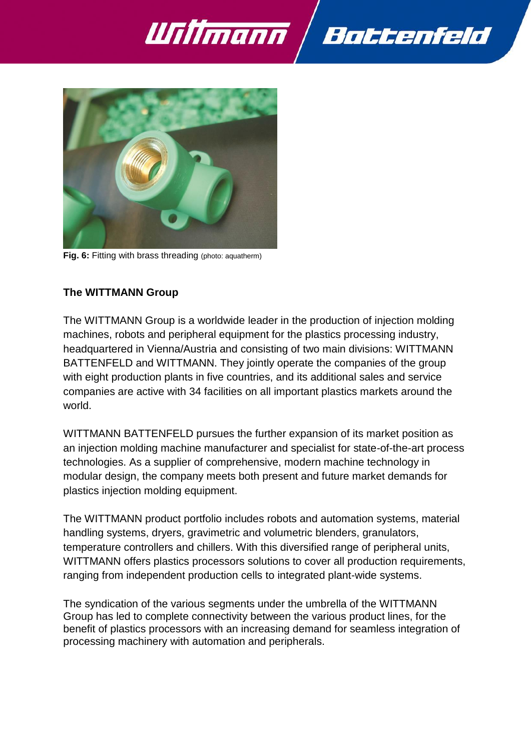**Fig. 6:** Fitting with brass threading (photo: aquatherm)

## The WITTMANN Group

The WITTMANN Group is a worldwide leader in the production of injection molding machines, robots and peripheral equipment for the plastics processing industry, headquartered in Vienna/Austria and consisting of two main divisions: WITTMANN BATTENFELD and WITTMANN. They jointly operate the companies of the group with eight production plants in five countries, and its additional sales and service companies are active with 34 facilities on all important plastics markets around the world.

WITTMANN BATTENFELD pursues the further expansion of its market position as an injection molding machine manufacturer and specialist for state-of-the-art process technologies. As a supplier of comprehensive, modern machine technology in modular design, the company meets both present and future market demands for plastics injection molding equipment.

The WITTMANN product portfolio includes robots and automation systems, material handling systems, dryers, gravimetric and volumetric blenders, granulators, temperature controllers and chillers. With this diversified range of peripheral units, WITTMANN offers plastics processors solutions to cover all production requirements, ranging from independent production cells to integrated plant-wide systems.

The syndication of the various segments under the umbrella of the WITTMANN Group has led to complete connectivity between the various product lines, for the benefit of plastics processors with an increasing demand for seamless integration of processing machinery with automation and peripherals.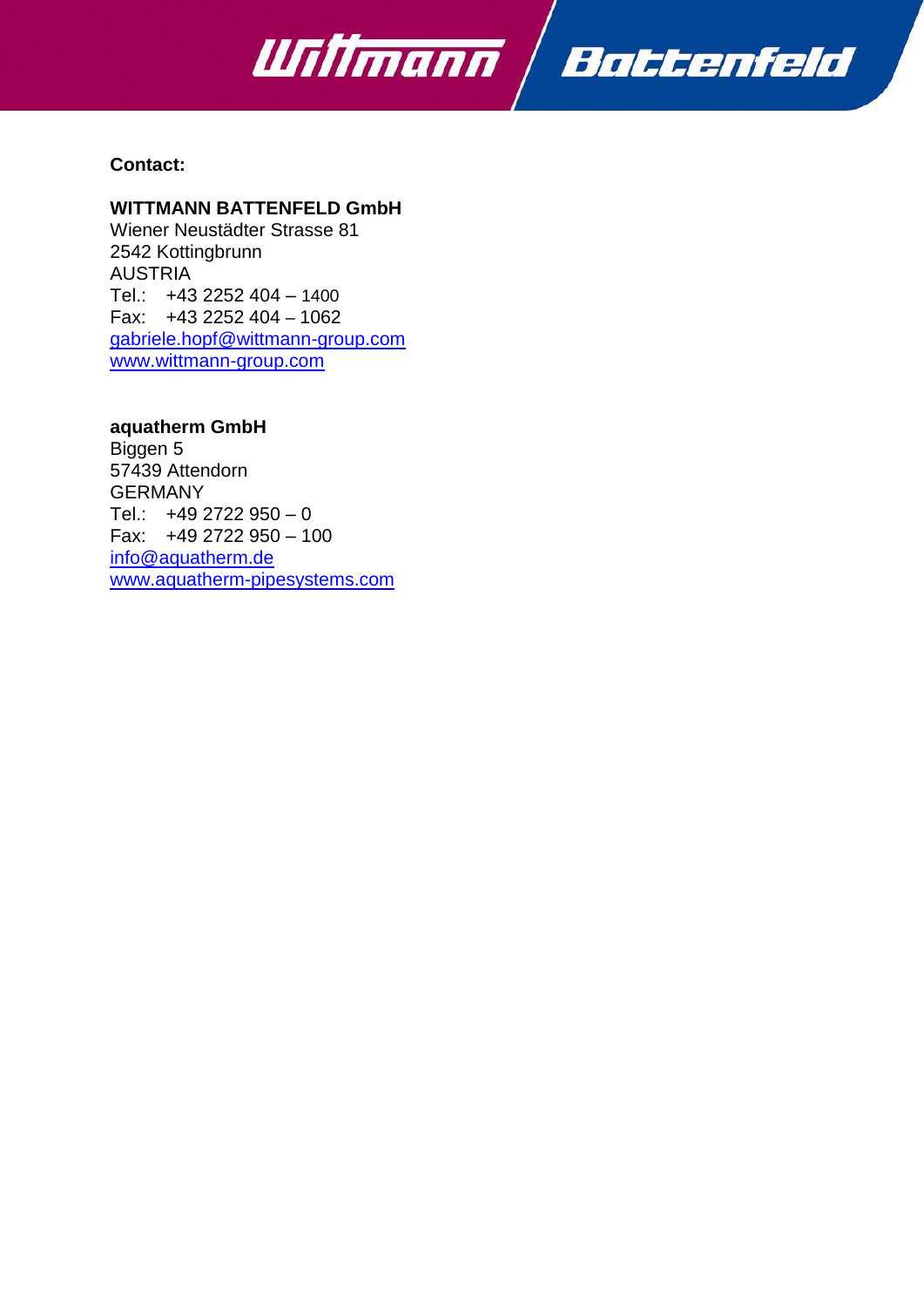**Contact:**

**WITTMANN BATTENFELD GmbH**
Wiener Neustädter Strasse 81
2542 Kottingbrunn
AUSTRIA
Tel.: +43 2252 404 – 1400
Fax: +43 2252 404 – 1062
gabriele.hopf@wittmann-group.com
www.wittmann-group.com

**aquatherm GmbH**
Biggen 5
57439 Attendorn
GERMANY
Tel.: +49 2722 950 – 0
Fax: +49 2722 950 – 100
info@aquatherm.de
www.aquatherm-pipesystems.com